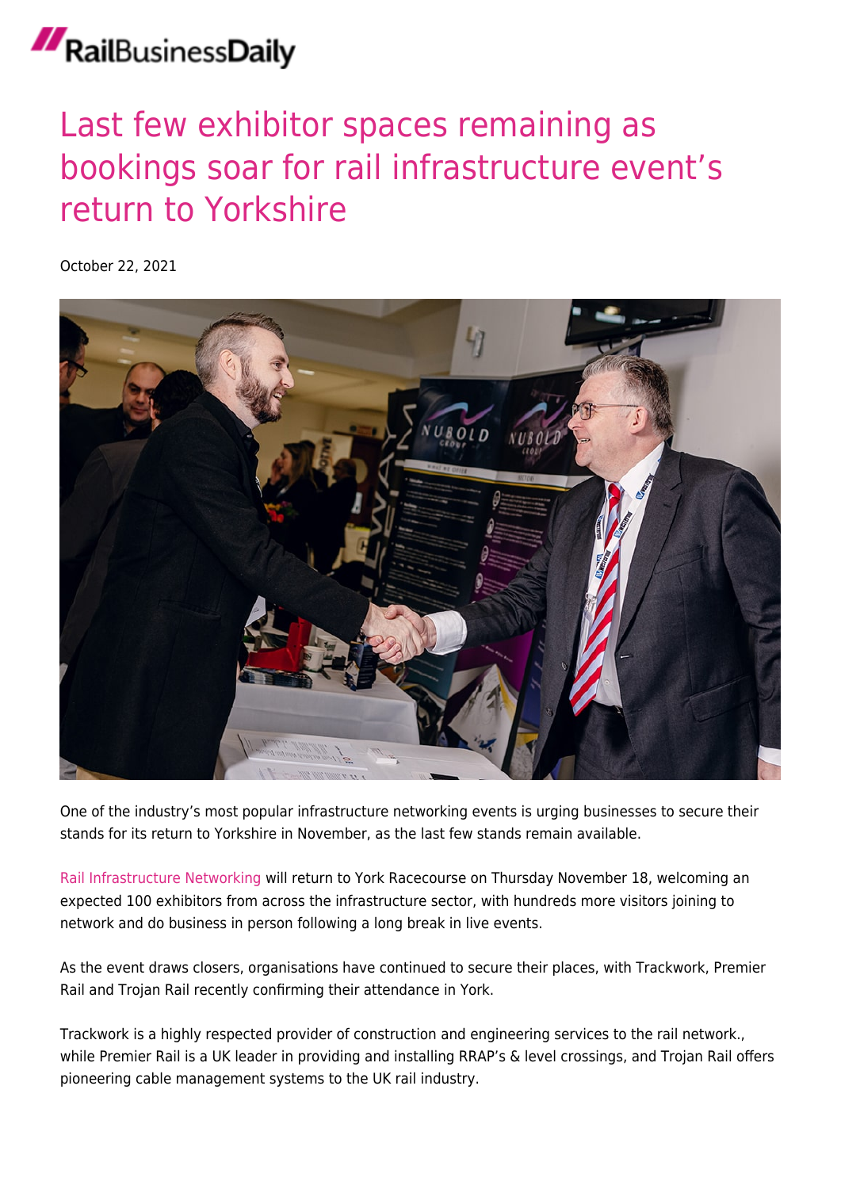# Last few exhibitor spaces remaining as bookings soar for rail infrastructure event's return to Yorkshire

October 22, 2021

One of the industry's most popular infrastructure networking events is urging businesses to secure their stands for its return to Yorkshire in November, as the last few stands remain available.

Rail Infrastructure Networking will return to York Racecourse on Thursday November 18, welcoming an expected 100 exhibitors from across the infrastructure sector, with hundreds more visitors joining to network and do business in person following a long break in live events.

As the event draws closers, organisations have continued to secure their places, with Trackwork, Premier Rail and Trojan Rail recently confirming their attendance in York.

Trackwork is a highly respected provider of construction and engineering services to the rail network., while Premier Rail is a UK leader in providing and installing RRAP's & level crossings, and Trojan Rail offers pioneering cable management systems to the UK rail industry.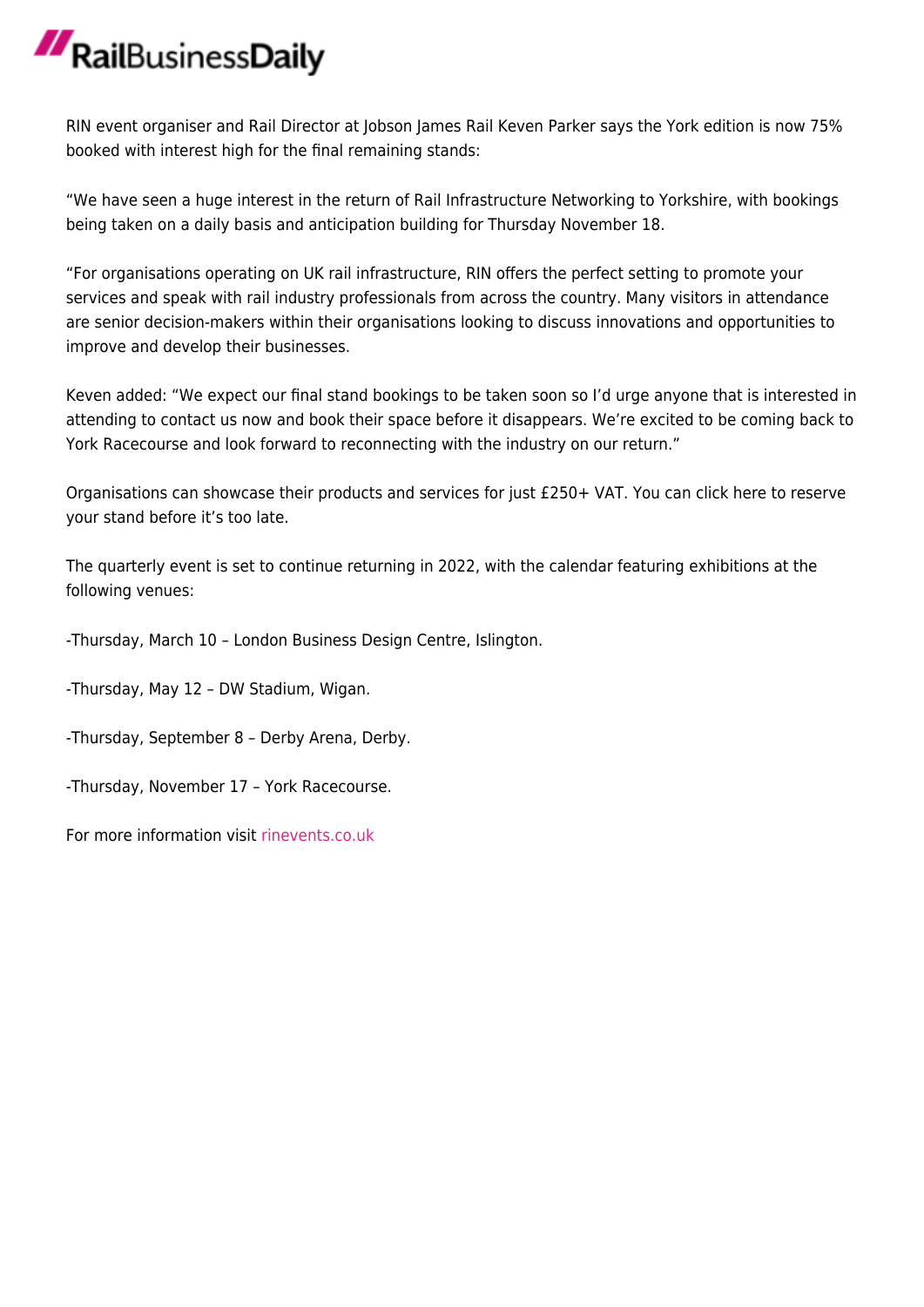RIN event organiser and Rail Director at Jobson James Rail Keven Parker says the York edition is now 75% booked with interest high for the final remaining stands:

"We have seen a huge interest in the return of Rail Infrastructure Networking to Yorkshire, with bookings being taken on a daily basis and anticipation building for Thursday November 18.

"For organisations operating on UK rail infrastructure, RIN offers the perfect setting to promote your services and speak with rail industry professionals from across the country. Many visitors in attendance are senior decision-makers within their organisations looking to discuss innovations and opportunities to improve and develop their businesses.

Keven added: "We expect our final stand bookings to be taken soon so I'd urge anyone that is interested in attending to contact us now and book their space before it disappears. We're excited to be coming back to York Racecourse and look forward to reconnecting with the industry on our return."

Organisations can showcase their products and services for just £250+ VAT. You can click here to reserve your stand before it's too late.

The quarterly event is set to continue returning in 2022, with the calendar featuring exhibitions at the following venues:

-Thursday, March 10 – London Business Design Centre, Islington.

-Thursday, May 12 – DW Stadium, Wigan.

-Thursday, September 8 – Derby Arena, Derby.

-Thursday, November 17 – York Racecourse.

For more information visit rinevents.co.uk